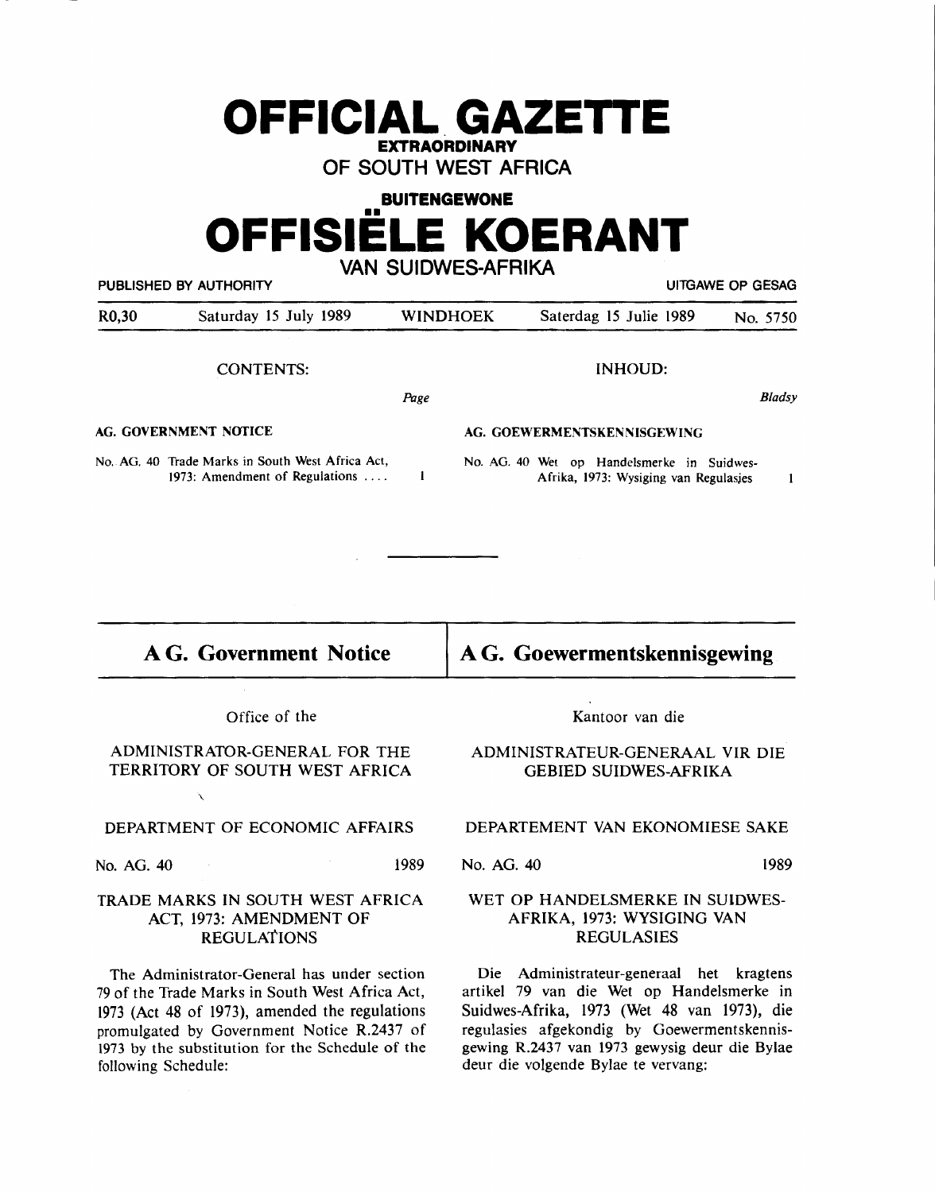# OFFICIAL GAZETTE

**EXTRAORDINARY**

**OF SOUTH WEST AFRICA**

**BUITENGEWONE**

# OFFISIËLE KOERANT

**VAN SUIDWES-AFRIKA**

PUBLISHED BY AUTHORITY — UITGAWE OP GESAG

| R0,30 | Saturday 15 July 1989 | WINDHOEK | Saterdag 15 Julie 1989 | No. 5750 |
|---|---|---|---|---|

CONTENTS:

| | *Page* |
|---|---|
| **AG. GOVERNMENT NOTICE** | |
| No. AG. 40 Trade Marks in South West Africa Act, 1973: Amendment of Regulations .... | 1 |

INHOUD:

| | *Bladsy* |
|---|---|
| **AG. GOEWERMENTSKENNISGEWING** | |
| No. AG. 40 Wet op Handelsmerke in Suidwes-Afrika, 1973: Wysiging van Regulasies | 1 |

---

## A G. Government Notice

Office of the

ADMINISTRATOR-GENERAL FOR THE TERRITORY OF SOUTH WEST AFRICA

DEPARTMENT OF ECONOMIC AFFAIRS

No. AG. 40 1989

### TRADE MARKS IN SOUTH WEST AFRICA ACT, 1973: AMENDMENT OF REGULATIONS

The Administrator-General has under section 79 of the Trade Marks in South West Africa Act, 1973 (Act 48 of 1973), amended the regulations promulgated by Government Notice R.2437 of 1973 by the substitution for the Schedule of the following Schedule:

## A G. Goewermentskennisgewing

Kantoor van die

ADMINISTRATEUR-GENERAAL VIR DIE GEBIED SUIDWES-AFRIKA

DEPARTEMENT VAN EKONOMIESE SAKE

No. AG. 40 1989

### WET OP HANDELSMERKE IN SUIDWES-AFRIKA, 1973: WYSIGING VAN REGULASIES

Die Administrateur-generaal het kragtens artikel 79 van die Wet op Handelsmerke in Suidwes-Afrika, 1973 (Wet 48 van 1973), die regulasies afgekondig by Goewermentskennisgewing R.2437 van 1973 gewysig deur die Bylae deur die volgende Bylae te vervang: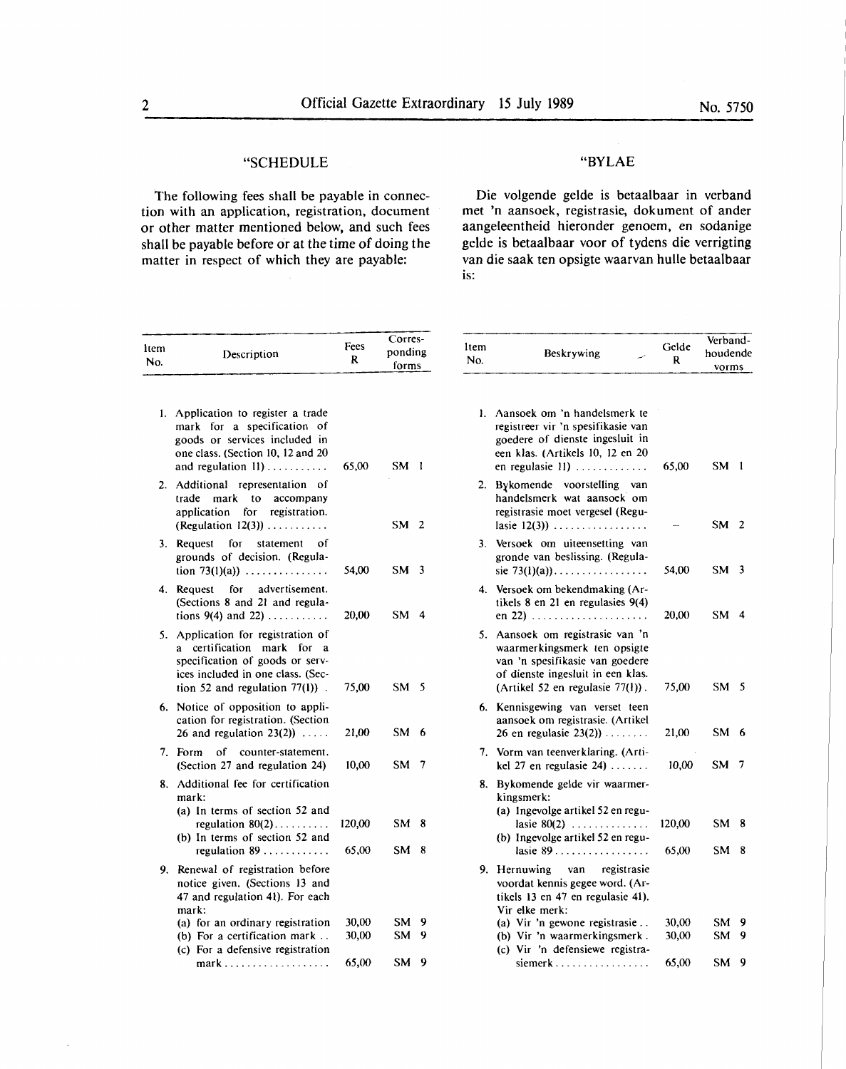"SCHEDULE

The following fees shall be payable in connection with an application, registration, document or other matter mentioned below, and such fees shall be payable before or at the time of doing the matter in respect of which they are payable:

| Item No. | Description | Fees R | Corresponding forms |
|---|---|---|---|
| 1. | Application to register a trade mark for a specification of goods or services included in one class. (Section 10, 12 and 20 and regulation 11) | 65,00 | SM 1 |
| 2. | Additional representation of trade mark to accompany application for registration. (Regulation 12(3)) | | SM 2 |
| 3. | Request for statement of grounds of decision. (Regulation 73(1)(a)) | 54,00 | SM 3 |
| 4. | Request for advertisement. (Sections 8 and 21 and regulations 9(4) and 22) | 20,00 | SM 4 |
| 5. | Application for registration of a certification mark for a specification of goods or services included in one class. (Section 52 and regulation 77(1)) | 75,00 | SM 5 |
| 6. | Notice of opposition to application for registration. (Section 26 and regulation 23(2)) | 21,00 | SM 6 |
| 7. | Form of counter-statement. (Section 27 and regulation 24) | 10,00 | SM 7 |
| 8. | Additional fee for certification mark: | | |
| | (a) In terms of section 52 and regulation 80(2) | 120,00 | SM 8 |
| | (b) In terms of section 52 and regulation 89 | 65,00 | SM 8 |
| 9. | Renewal of registration before notice given. (Sections 13 and 47 and regulation 41). For each mark: | | |
| | (a) for an ordinary registration | 30,00 | SM 9 |
| | (b) For a certification mark | 30,00 | SM 9 |
| | (c) For a defensive registration mark | 65,00 | SM 9 |

"BYLAE

Die volgende gelde is betaalbaar in verband met 'n aansoek, registrasie, dokument of ander aangeleentheid hieronder genoem, en sodanige gelde is betaalbaar voor of tydens die verrigting van die saak ten opsigte waarvan hulle betaalbaar is:

| Item No. | Beskrywing | Gelde R | Verbandhoudende vorms |
|---|---|---|---|
| 1. | Aansoek om 'n handelsmerk te registreer vir 'n spesifikasie van goedere of dienste ingesluit in een klas. (Artikels 10, 12 en 20 en regulasie 11) | 65,00 | SM 1 |
| 2. | Bykomende voorstelling van handelsmerk wat aansoek om registrasie moet vergesel (Regulasie 12(3)) | — | SM 2 |
| 3. | Versoek om uiteensetting van gronde van beslissing. (Regulasie 73(1)(a)) | 54,00 | SM 3 |
| 4. | Versoek om bekendmaking (Artikels 8 en 21 en regulasies 9(4) en 22) | 20,00 | SM 4 |
| 5. | Aansoek om registrasie van 'n waarmerkingsmerk ten opsigte van 'n spesifikasie van goedere of dienste ingesluit in een klas. (Artikel 52 en regulasie 77(1)) | 75,00 | SM 5 |
| 6. | Kennisgewing van verset teen aansoek om registrasie. (Artikel 26 en regulasie 23(2)) | 21,00 | SM 6 |
| 7. | Vorm van teenverklaring. (Artikel 27 en regulasie 24) | 10,00 | SM 7 |
| 8. | Bykomende gelde vir waarmerkingsmerk: | | |
| | (a) Ingevolge artikel 52 en regulasie 80(2) | 120,00 | SM 8 |
| | (b) Ingevolge artikel 52 en regulasie 89 | 65,00 | SM 8 |
| 9. | Hernuwing van registrasie voordat kennis gegee word. (Artikels 13 en 47 en regulasie 41). Vir elke merk: | | |
| | (a) Vir 'n gewone registrasie | 30,00 | SM 9 |
| | (b) Vir 'n waarmerkingsmerk | 30,00 | SM 9 |
| | (c) Vir 'n defensiewe registrasiemerk | 65,00 | SM 9 |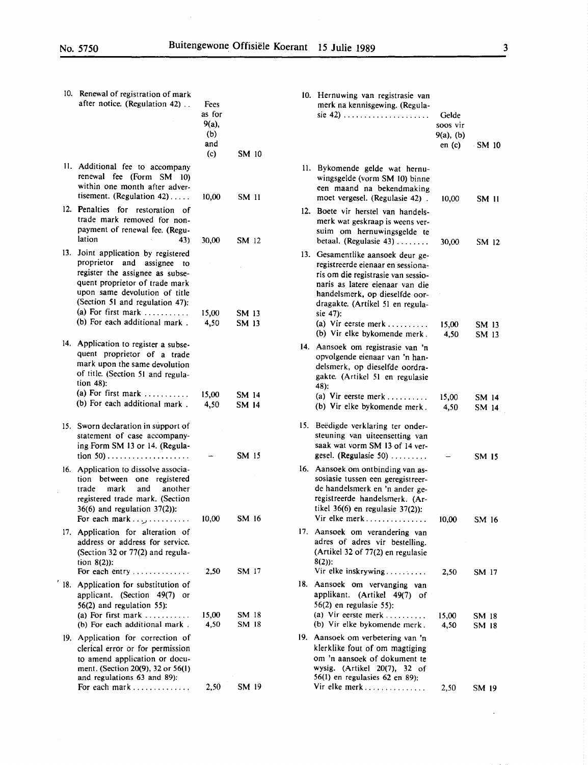| | | Fees | |
|---|---|---|---|
| 10. | Renewal of registration of mark after notice. (Regulation 42) .. | Fees as for 9(a), (b) and (c) | SM 10 |
| 11. | Additional fee to accompany renewal fee (Form SM 10) within one month after advertisement. (Regulation 42)..... | 10,00 | SM 11 |
| 12. | Penalties for restoration of trade mark removed for non-payment of renewal fee. (Regulation 43) | 30,00 | SM 12 |
| 13. | Joint application by registered proprietor and assignee to register the assignee as subsequent proprietor of trade mark upon same devolution of title (Section 51 and regulation 47): | | |
| | (a) For first mark ........... | 15,00 | SM 13 |
| | (b) For each additional mark . | 4,50 | SM 13 |
| 14. | Application to register a subsequent proprietor of a trade mark upon the same devolution of title. (Section 51 and regulation 48): | | |
| | (a) For first mark ........... | 15,00 | SM 14 |
| | (b) For each additional mark . | 4,50 | SM 14 |
| 15. | Sworn declaration in support of statement of case accompanying Form SM 13 or 14. (Regulation 50)................... | – | SM 15 |
| 16. | Application to dissolve association between one registered trade mark and another registered trade mark. (Section 36(6) and regulation 37(2)): | | |
| | For each mark .............. | 10,00 | SM 16 |
| 17. | Application for alteration of address or address for service. (Section 32 or 77(2) and regulation 8(2)): | | |
| | For each entry .............. | 2,50 | SM 17 |
| 18. | Application for substitution of applicant. (Section 49(7) or 56(2) and regulation 55): | | |
| | (a) For first mark ........... | 15,00 | SM 18 |
| | (b) For each additional mark . | 4,50 | SM 18 |
| 19. | Application for correction of clerical error or for permission to amend application or document. (Section 20(9), 32 or 56(1) and regulations 63 and 89): | | |
| | For each mark .............. | 2,50 | SM 19 |

| | | Gelde | |
|---|---|---|---|
| 10. | Hernuwing van registrasie van merk na kennisgewing. (Regulasie 42) ...................... | Gelde soos vir 9(a), (b) en (c) | SM 10 |
| 11. | Bykomende gelde wat hernuwingsgelde (vorm SM 10) binne een maand na bekendmaking moet vergesel. (Regulasie 42) . | 10,00 | SM 11 |
| 12. | Boete vir herstel van handelsmerk wat geskraap is weens versuim om hernuwingsgelde te betaal. (Regulasie 43) ........ | 30,00 | SM 12 |
| 13. | Gesamentlike aansoek deur geregistreerde eienaar en sessionaris om die registrasie van sessionaris as latere eienaar van die handelsmerk, op dieselfde oordragakte. (Artikel 51 en regulasie 47): | | |
| | (a) Vir eerste merk .......... | 15,00 | SM 13 |
| | (b) Vir elke bykomende merk. | 4,50 | SM 13 |
| 14. | Aansoek om registrasie van 'n opvolgende eienaar van 'n handelsmerk, op dieselfde oordragakte. (Artikel 51 en regulasie 48): | | |
| | (a) Vir eerste merk .......... | 15,00 | SM 14 |
| | (b) Vir elke bykomende merk. | 4,50 | SM 14 |
| 15. | Beëdigde verklaring ter ondersteuning van uiteensetting van saak wat vorm SM 13 of 14 vergesel. (Regulasie 50) ......... | – | SM 15 |
| 16. | Aansoek om ontbinding van assosiasie tussen een geregistreerde handelsmerk en 'n ander geregistreerde handelsmerk. (Artikel 36(6) en regulasie 37(2)): | | |
| | Vir elke merk ............... | 10,00 | SM 16 |
| 17. | Aansoek om verandering van adres of adres vir bestelling. (Artikel 32 of 77(2) en regulasie 8(2)): | | |
| | Vir elke inskrywing.......... | 2,50 | SM 17 |
| 18. | Aansoek om vervanging van applikant. (Artikel 49(7) of 56(2) en regulasie 55): | | |
| | (a) Vir eerste merk .......... | 15,00 | SM 18 |
| | (b) Vir elke bykomende merk. | 4,50 | SM 18 |
| 19. | Aansoek om verbetering van 'n klerklike fout of om magtiging om 'n aansoek of dokument te wysig. (Artikel 20(7), 32 of 56(1) en regulasies 62 en 89): | | |
| | Vir elke merk ............... | 2,50 | SM 19 |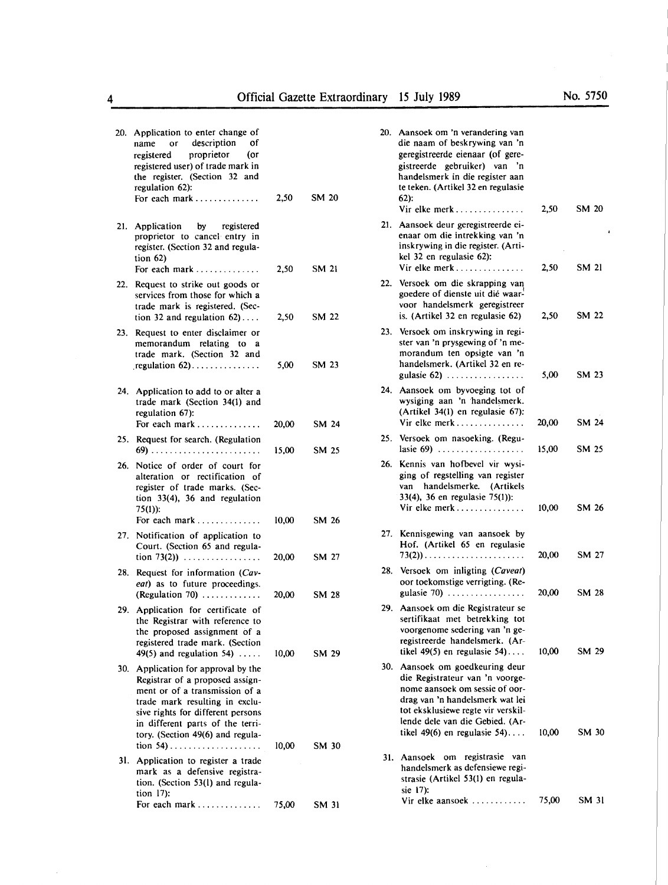| | | |
|---|---|---|
| 20. Application to enter change of name or description of registered proprietor (or registered user) of trade mark in the register. (Section 32 and regulation 62): For each mark .............. | 2,50 | SM 20 |
| 21. Application by registered proprietor to cancel entry in register. (Section 32 and regulation 62) For each mark .............. | 2,50 | SM 21 |
| 22. Request to strike out goods or services from those for which a trade mark is registered. (Section 32 and regulation 62).... | 2,50 | SM 22 |
| 23. Request to enter disclaimer or memorandum relating to a trade mark. (Section 32 and regulation 62)............... | 5,00 | SM 23 |
| 24. Application to add to or alter a trade mark (Section 34(1) and regulation 67): For each mark .............. | 20,00 | SM 24 |
| 25. Request for search. (Regulation 69) ........................ | 15,00 | SM 25 |
| 26. Notice of order of court for alteration or rectification of register of trade marks. (Section 33(4), 36 and regulation 75(1)): For each mark .............. | 10,00 | SM 26 |
| 27. Notification of application to Court. (Section 65 and regulation 73(2)) ................. | 20,00 | SM 27 |
| 28. Request for information (*Caveat*) as to future proceedings. (Regulation 70) ............ | 20,00 | SM 28 |
| 29. Application for certificate of the Registrar with reference to the proposed assignment of a registered trade mark. (Section 49(5) and regulation 54) ..... | 10,00 | SM 29 |
| 30. Application for approval by the Registrar of a proposed assignment or of a transmission of a trade mark resulting in exclusive rights for different persons in different parts of the territory. (Section 49(6) and regulation 54).................... | 10,00 | SM 30 |
| 31. Application to register a trade mark as a defensive registration. (Section 53(1) and regulation 17): For each mark .............. | 75,00 | SM 31 |

| | | |
|---|---|---|
| 20. Aansoek om 'n verandering van die naam of beskrywing van 'n geregistreerde eienaar (of geregistreerde gebruiker) van 'n handelsmerk in die register aan te teken. (Artikel 32 en regulasie 62): Vir elke merk ............... | 2,50 | SM 20 |
| 21. Aansoek deur geregistreerde eienaar om die intrekking van 'n inskrywing in die register. (Artikel 32 en regulasie 62): Vir elke merk ............... | 2,50 | SM 21 |
| 22. Versoek om die skrapping van goedere of dienste uit dié waarvoor handelsmerk geregistreer is. (Artikel 32 en regulasie 62) | 2,50 | SM 22 |
| 23. Versoek om inskrywing in register van 'n prysgewing of 'n memorandum ten opsigte van 'n handelsmerk. (Artikel 32 en regulasie 62) ................. | 5,00 | SM 23 |
| 24. Aansoek om byvoeging tot of wysiging aan 'n handelsmerk. (Artikel 34(1) en regulasie 67): Vir elke merk ............... | 20,00 | SM 24 |
| 25. Versoek om nasoeking. (Regulasie 69) .................. | 15,00 | SM 25 |
| 26. Kennis van hofbevel vir wysiging of regstelling van register van handelsmerke. (Artikels 33(4), 36 en regulasie 75(1)): Vir elke merk ............... | 10,00 | SM 26 |
| 27. Kennisgewing van aansoek by Hof. (Artikel 65 en regulasie 73(2)) ...................... | 20,00 | SM 27 |
| 28. Versoek om inligting (*Caveat*) oor toekomstige verrigting. (Regulasie 70) ................ | 20,00 | SM 28 |
| 29. Aansoek om die Registrateur se sertifikaat met betrekking tot voorgenome sedering van 'n geregistreerde handelsmerk. (Artikel 49(5) en regulasie 54).... | 10,00 | SM 29 |
| 30. Aansoek om goedkeuring deur die Registrateur van 'n voorgenome aansoek om sessie of oordrag van 'n handelsmerk wat lei tot eksklusiewe regte vir verskillende dele van die Gebied. (Artikel 49(6) en regulasie 54).... | 10,00 | SM 30 |
| 31. Aansoek om registrasie van handelsmerk as defensiewe registrasie (Artikel 53(1) en regulasie 17): Vir elke aansoek ............ | 75,00 | SM 31 |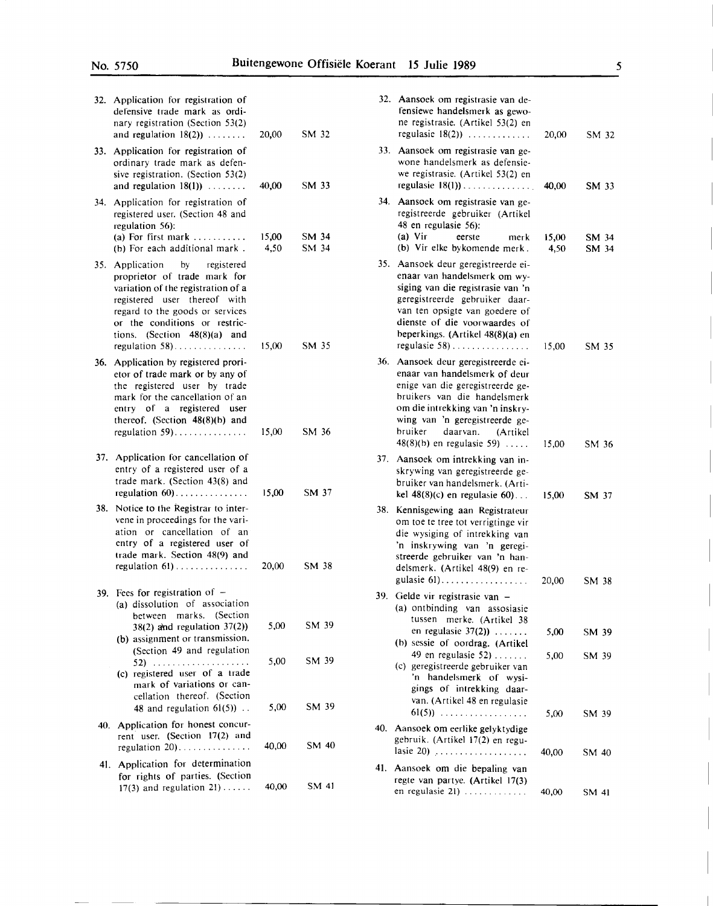| | | |
|---|---|---|
| 32. Application for registration of defensive trade mark as ordinary registration (Section 53(2) and regulation 18(2)) ........ | 20,00 | SM 32 |
| 33. Application for registration of ordinary trade mark as defensive registration. (Section 53(2) and regulation 18(1)) ........ | 40,00 | SM 33 |
| 34. Application for registration of registered user. (Section 48 and regulation 56): | | |
| (a) For first mark ........... | 15,00 | SM 34 |
| (b) For each additional mark . | 4,50 | SM 34 |
| 35. Application by registered proprietor of trade mark for variation of the registration of a registered user thereof with regard to the goods or services or the conditions or restrictions. (Section 48(8)(a) and regulation 58)............... | 15,00 | SM 35 |
| 36. Application by registered proprietor of trade mark or by any of the registered user by trade mark for the cancellation of an entry of a registered user thereof. (Section 48(8)(b) and regulation 59)............... | 15,00 | SM 36 |
| 37. Application for cancellation of entry of a registered user of a trade mark. (Section 43(8) and regulation 60)............... | 15,00 | SM 37 |
| 38. Notice to the Registrar to intervene in proceedings for the variation or cancellation of an entry of a registered user of trade mark. Section 48(9) and regulation 61)............... | 20,00 | SM 38 |
| 39. Fees for registration of – | | |
| (a) dissolution of association between marks. (Section 38(2) and regulation 37(2)) | 5,00 | SM 39 |
| (b) assignment or transmission. (Section 49 and regulation 52) .................... | 5,00 | SM 39 |
| (c) registered user of a trade mark of variations or cancellation thereof. (Section 48 and regulation 61(5)) .. | 5,00 | SM 39 |
| 40. Application for honest concurrent user. (Section 17(2) and regulation 20)............... | 40,00 | SM 40 |
| 41. Application for determination for rights of parties. (Section 17(3) and regulation 21)...... | 40,00 | SM 41 |

| | | |
|---|---|---|
| 32. Aansoek om registrasie van defensiewe handelsmerk as gewone registrasie. (Artikel 53(2) en regulasie 18(2)) ............ | 20,00 | SM 32 |
| 33. Aansoek om registrasie van gewone handelsmerk as defensiewe registrasie. (Artikel 53(2) en regulasie 18(1))............... | 40,00 | SM 33 |
| 34. Aansoek om registrasie van geregistreerde gebruiker (Artikel 48 en regulasie 56): | | |
| (a) Vir eerste merk | 15,00 | SM 34 |
| (b) Vir elke bykomende merk. | 4,50 | SM 34 |
| 35. Aansoek deur geregistreerde eienaar van handelsmerk om wysiging van die registrasie van 'n geregistreerde gebruiker daarvan ten opsigte van goedere of dienste of die voorwaardes of beperkings. (Artikel 48(8)(a) en regulasie 58)................ | 15,00 | SM 35 |
| 36. Aansoek deur geregistreerde eienaar van handelsmerk of deur enige van die geregistreerde gebruikers van die handelsmerk om die intrekking van 'n inskrywing van 'n geregistreerde gebruiker daarvan. (Artikel 48(8)(b) en regulasie 59) ..... | 15,00 | SM 36 |
| 37. Aansoek om intrekking van inskrywing van geregistreerde gebruiker van handelsmerk. (Artikel 48(8)(c) en regulasie 60)... | 15,00 | SM 37 |
| 38. Kennisgewing aan Registrateur om toe te tree tot verrigtinge vir die wysiging of intrekking van 'n inskrywing van 'n geregistreerde gebruiker van 'n handelsmerk. (Artikel 48(9) en regulasie 61).................. | 20,00 | SM 38 |
| 39. Gelde vir registrasie van – | | |
| (a) ontbinding van assosiasie tussen merke. (Artikel 38 en regulasie 37(2)) ....... | 5,00 | SM 39 |
| (b) sessie of oordrag. (Artikel 49 en regulasie 52) ....... | 5,00 | SM 39 |
| (c) geregistreerde gebruiker van 'n handelsmerk of wysigings of intrekking daarvan. (Artikel 48 en regulasie 61(5)) .................. | 5,00 | SM 39 |
| 40. Aansoek om eerlike gelyktydige gebruik. (Artikel 17(2) en regulasie 20) ................... | 40,00 | SM 40 |
| 41. Aansoek om die bepaling van regte van partye. (Artikel 17(3) en regulasie 21) ............. | 40,00 | SM 41 |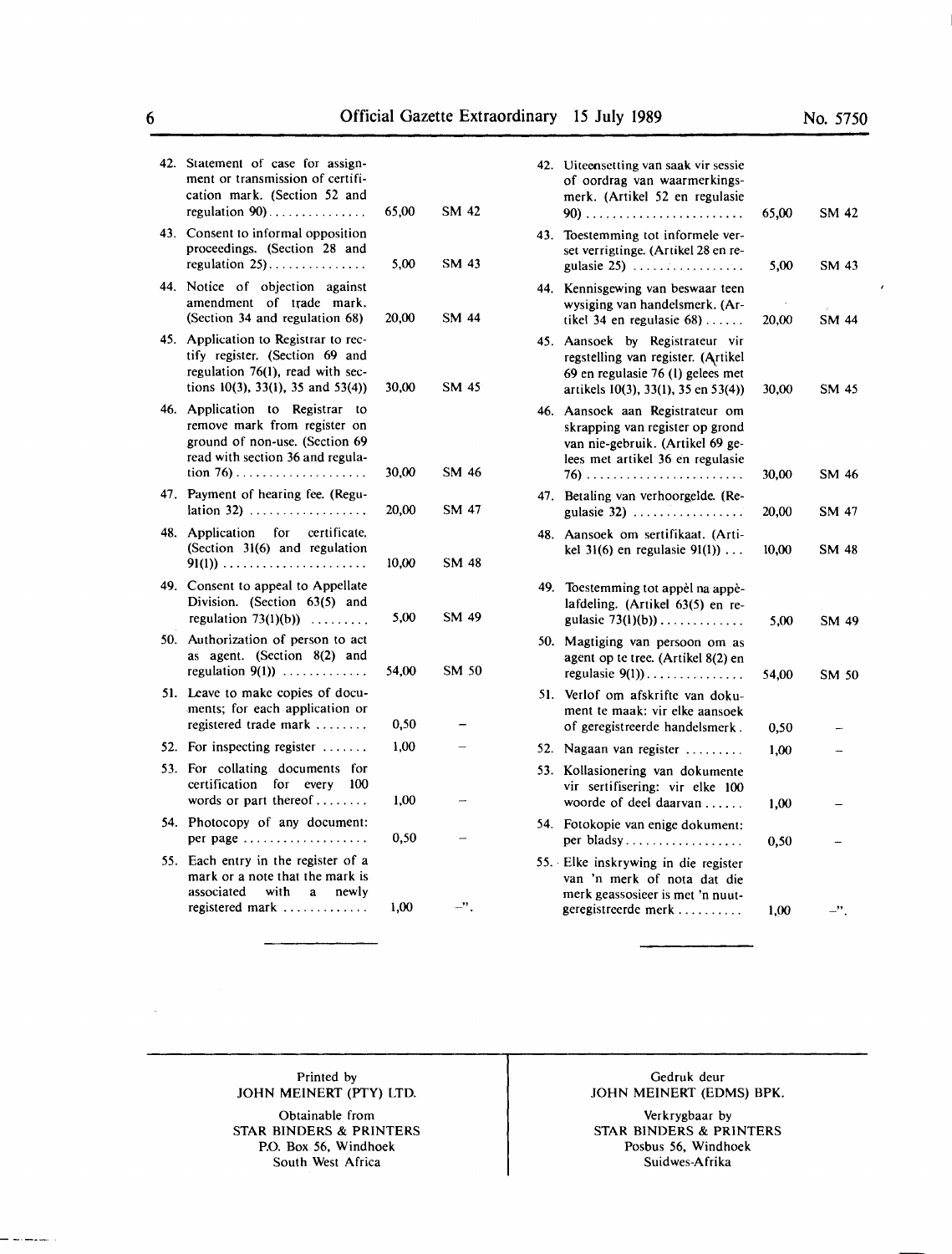| | | | | | | |
|---|---|---|---|---|---|---|
| 42. Statement of case for assignment or transmission of certification mark. (Section 52 and regulation 90) | 65,00 | SM 42 | | 42. Uiteensetting van saak vir sessie of oordrag van waarmerkingsmerk. (Artikel 52 en regulasie 90) | 65,00 | SM 42 |
| 43. Consent to informal opposition proceedings. (Section 28 and regulation 25) | 5,00 | SM 43 | | 43. Toestemming tot informele verset verrigtinge. (Artikel 28 en regulasie 25) | 5,00 | SM 43 |
| 44. Notice of objection against amendment of trade mark. (Section 34 and regulation 68) | 20,00 | SM 44 | | 44. Kennisgewing van beswaar teen wysiging van handelsmerk. (Artikel 34 en regulasie 68) | 20,00 | SM 44 |
| 45. Application to Registrar to rectify register. (Section 69 and regulation 76(1), read with sections 10(3), 33(1), 35 and 53(4)) | 30,00 | SM 45 | | 45. Aansoek by Registrateur vir regstelling van register. (Artikel 69 en regulasie 76 (1) gelees met artikels 10(3), 33(1), 35 en 53(4)) | 30,00 | SM 45 |
| 46. Application to Registrar to remove mark from register on ground of non-use. (Section 69 read with section 36 and regulation 76) | 30,00 | SM 46 | | 46. Aansoek aan Registrateur om skrapping van register op grond van nie-gebruik. (Artikel 69 gelees met artikel 36 en regulasie 76) | 30,00 | SM 46 |
| 47. Payment of hearing fee. (Regulation 32) | 20,00 | SM 47 | | 47. Betaling van verhoorgelde. (Regulasie 32) | 20,00 | SM 47 |
| 48. Application for certificate. (Section 31(6) and regulation 91(1)) | 10,00 | SM 48 | | 48. Aansoek om sertifikaat. (Artikel 31(6) en regulasie 91(1)) | 10,00 | SM 48 |
| 49. Consent to appeal to Appellate Division. (Section 63(5) and regulation 73(1)(b)) | 5,00 | SM 49 | | 49. Toestemming tot appèl na appèlafdeling. (Artikel 63(5) en regulasie 73(1)(b)) | 5,00 | SM 49 |
| 50. Authorization of person to act as agent. (Section 8(2) and regulation 9(1)) | 54,00 | SM 50 | | 50. Magtiging van persoon om as agent op te tree. (Artikel 8(2) en regulasie 9(1)) | 54,00 | SM 50 |
| 51. Leave to make copies of documents; for each application or registered trade mark | 0,50 | – | | 51. Verlof om afskrifte van dokument te maak: vir elke aansoek of geregistreerde handelsmerk | 0,50 | – |
| 52. For inspecting register | 1,00 | – | | 52. Nagaan van register | 1,00 | – |
| 53. For collating documents for certification for every 100 words or part thereof | 1,00 | – | | 53. Kollasionering van dokumente vir sertifisering: vir elke 100 woorde of deel daarvan | 1,00 | – |
| 54. Photocopy of any document: per page | 0,50 | – | | 54. Fotokopie van enige dokument: per bladsy | 0,50 | – |
| 55. Each entry in the register of a mark or a note that the mark is associated with a newly registered mark | 1,00 | –". | | 55. Elke inskrywing in die register van 'n merk of nota dat die merk geassosieer is met 'n nuutgeregistreerde merk | 1,00 | –". |

---

Printed by
JOHN MEINERT (PTY) LTD.

Obtainable from
STAR BINDERS & PRINTERS
P.O. Box 56, Windhoek
South West Africa

Gedruk deur
JOHN MEINERT (EDMS) BPK.

Verkrygbaar by
STAR BINDERS & PRINTERS
Posbus 56, Windhoek
Suidwes-Afrika